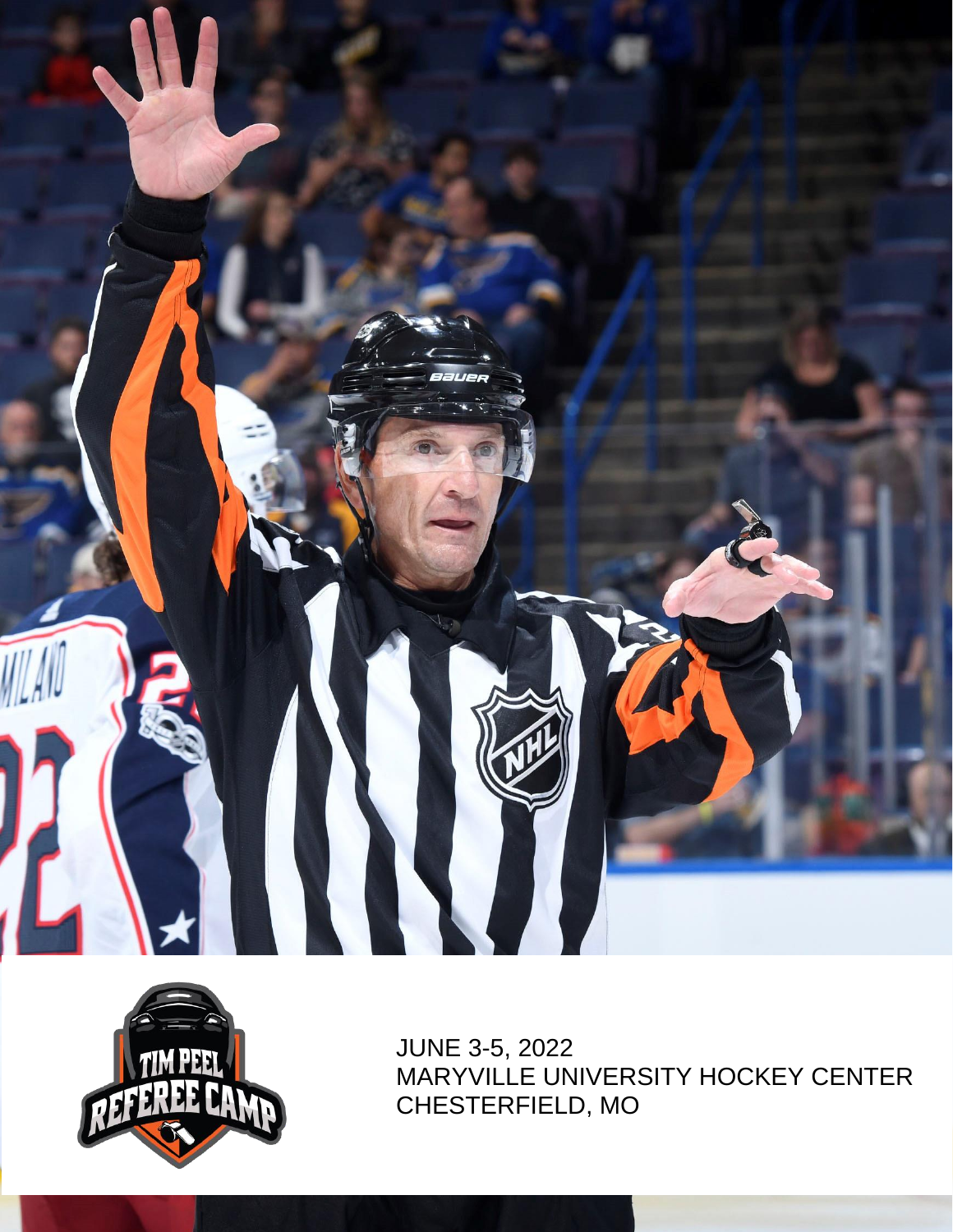JUNE 3-5, 2022
MARYVILLE UNIVERSITY HOCKEY CENTER
CHESTERFIELD, MO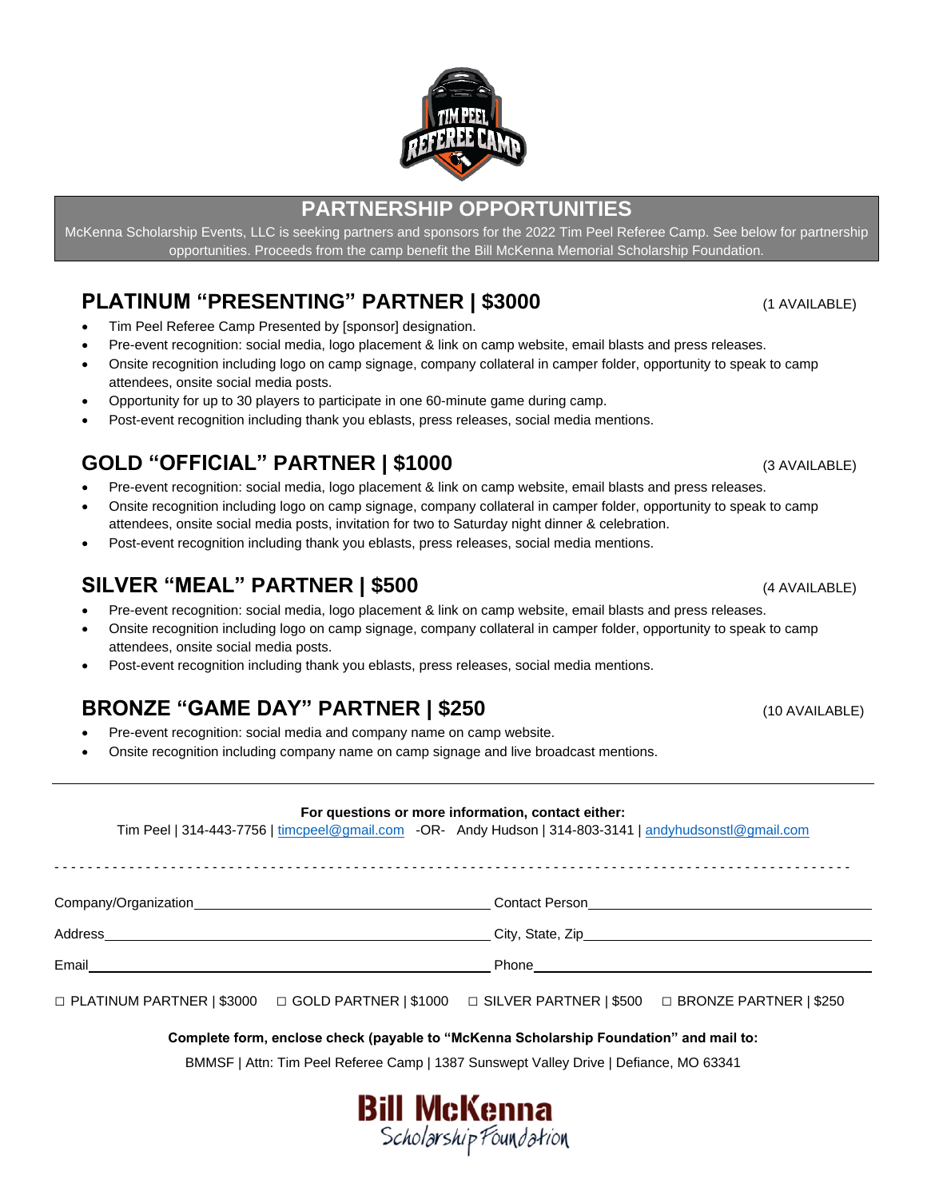## PARTNERSHIP OPPORTUNITIES

McKenna Scholarship Events, LLC is seeking partners and sponsors for the 2022 Tim Peel Referee Camp. See below for partnership opportunities. Proceeds from the camp benefit the Bill McKenna Memorial Scholarship Foundation.

### PLATINUM "PRESENTING" PARTNER | $3000 (1 AVAILABLE)

- Tim Peel Referee Camp Presented by [sponsor] designation.
- Pre-event recognition: social media, logo placement & link on camp website, email blasts and press releases.
- Onsite recognition including logo on camp signage, company collateral in camper folder, opportunity to speak to camp attendees, onsite social media posts.
- Opportunity for up to 30 players to participate in one 60-minute game during camp.
- Post-event recognition including thank you eblasts, press releases, social media mentions.

### GOLD "OFFICIAL" PARTNER | $1000 (3 AVAILABLE)

- Pre-event recognition: social media, logo placement & link on camp website, email blasts and press releases.
- Onsite recognition including logo on camp signage, company collateral in camper folder, opportunity to speak to camp attendees, onsite social media posts, invitation for two to Saturday night dinner & celebration.
- Post-event recognition including thank you eblasts, press releases, social media mentions.

### SILVER "MEAL" PARTNER | $500 (4 AVAILABLE)

- Pre-event recognition: social media, logo placement & link on camp website, email blasts and press releases.
- Onsite recognition including logo on camp signage, company collateral in camper folder, opportunity to speak to camp attendees, onsite social media posts.
- Post-event recognition including thank you eblasts, press releases, social media mentions.

### BRONZE "GAME DAY" PARTNER | $250 (10 AVAILABLE)

- Pre-event recognition: social media and company name on camp website.
- Onsite recognition including company name on camp signage and live broadcast mentions.

---

**For questions or more information, contact either:**

Tim Peel | 314-443-7756 | timcpeel@gmail.com -OR- Andy Hudson | 314-803-3141 | andyhudsonstl@gmail.com

- - - - - - - - - - - - - - - - - - - - - - - - - - - - - - - - - - - - - - - - - - - - - - - - - - - -

Company/Organization\_\_\_\_\_\_\_\_\_\_\_\_\_\_\_\_\_\_\_\_ Contact Person\_\_\_\_\_\_\_\_\_\_\_\_\_\_\_\_\_\_\_\_

Address\_\_\_\_\_\_\_\_\_\_\_\_\_\_\_\_\_\_\_\_ City, State, Zip\_\_\_\_\_\_\_\_\_\_\_\_\_\_\_\_\_\_\_\_

Email\_\_\_\_\_\_\_\_\_\_\_\_\_\_\_\_\_\_\_\_ Phone\_\_\_\_\_\_\_\_\_\_\_\_\_\_\_\_\_\_\_\_

☐ PLATINUM PARTNER | $3000 ☐ GOLD PARTNER | $1000 ☐ SILVER PARTNER | $500 ☐ BRONZE PARTNER | $250

**Complete form, enclose check (payable to "McKenna Scholarship Foundation" and mail to:**

BMMSF | Attn: Tim Peel Referee Camp | 1387 Sunswept Valley Drive | Defiance, MO 63341